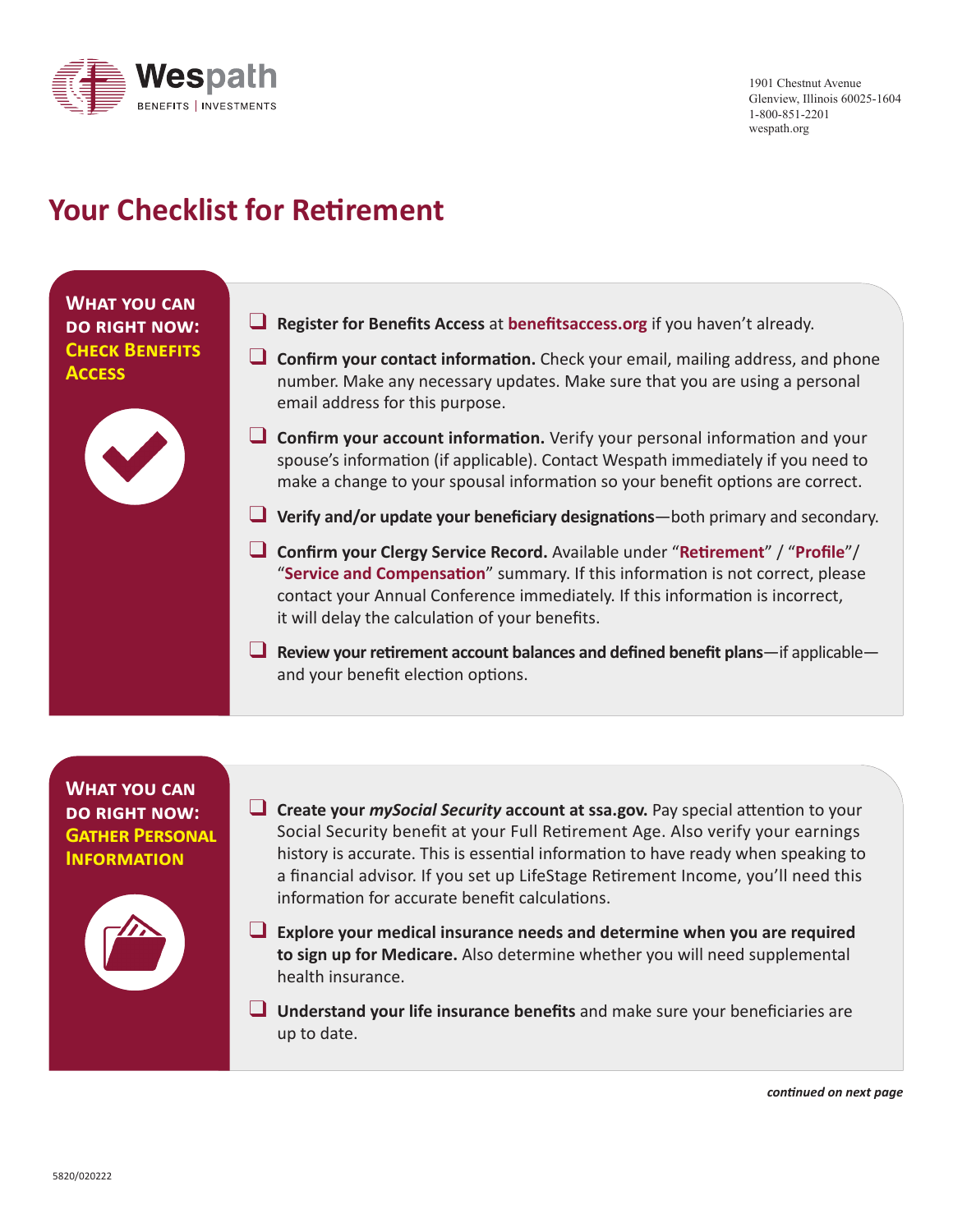Wespath
BENEFITS | INVESTMENTS

1901 Chestnut Avenue
Glenview, Illinois 60025-1604
1-800-851-2201
wespath.org

# Your Checklist for Retirement

## What you can do right now: Check Benefits Access

- ❑ **Register for Benefits Access** at **benefitsaccess.org** if you haven't already.
- ❑ **Confirm your contact information.** Check your email, mailing address, and phone number. Make any necessary updates. Make sure that you are using a personal email address for this purpose.
- ❑ **Confirm your account information.** Verify your personal information and your spouse's information (if applicable). Contact Wespath immediately if you need to make a change to your spousal information so your benefit options are correct.
- ❑ **Verify and/or update your beneficiary designations**—both primary and secondary.
- ❑ **Confirm your Clergy Service Record.** Available under "**Retirement**" / "**Profile**"/ "**Service and Compensation**" summary. If this information is not correct, please contact your Annual Conference immediately. If this information is incorrect, it will delay the calculation of your benefits.
- ❑ **Review your retirement account balances and defined benefit plans**—if applicable—and your benefit election options.

## What you can do right now: Gather Personal Information

- ❑ **Create your *mySocial Security* account at ssa.gov.** Pay special attention to your Social Security benefit at your Full Retirement Age. Also verify your earnings history is accurate. This is essential information to have ready when speaking to a financial advisor. If you set up LifeStage Retirement Income, you'll need this information for accurate benefit calculations.
- ❑ **Explore your medical insurance needs and determine when you are required to sign up for Medicare.** Also determine whether you will need supplemental health insurance.
- ❑ **Understand your life insurance benefits** and make sure your beneficiaries are up to date.

***continued on next page***

5820/020222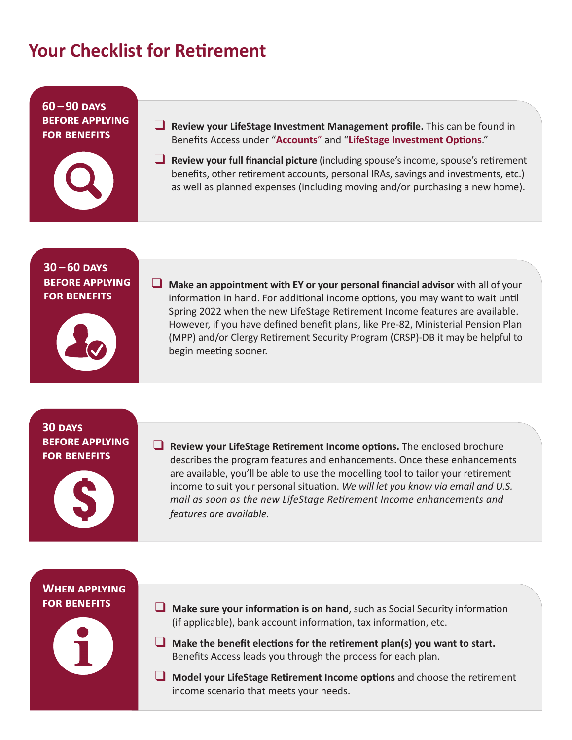# Your Checklist for Retirement

## 60 – 90 DAYS BEFORE APPLYING FOR BENEFITS

- ❑ **Review your LifeStage Investment Management profile.** This can be found in Benefits Access under "**Accounts**" and "**LifeStage Investment Options**."
- ❑ **Review your full financial picture** (including spouse's income, spouse's retirement benefits, other retirement accounts, personal IRAs, savings and investments, etc.) as well as planned expenses (including moving and/or purchasing a new home).

## 30 – 60 DAYS BEFORE APPLYING FOR BENEFITS

- ❑ **Make an appointment with EY or your personal financial advisor** with all of your information in hand. For additional income options, you may want to wait until Spring 2022 when the new LifeStage Retirement Income features are available. However, if you have defined benefit plans, like Pre-82, Ministerial Pension Plan (MPP) and/or Clergy Retirement Security Program (CRSP)-DB it may be helpful to begin meeting sooner.

## 30 DAYS BEFORE APPLYING FOR BENEFITS

- ❑ **Review your LifeStage Retirement Income options.** The enclosed brochure describes the program features and enhancements. Once these enhancements are available, you'll be able to use the modelling tool to tailor your retirement income to suit your personal situation. *We will let you know via email and U.S. mail as soon as the new LifeStage Retirement Income enhancements and features are available.*

## WHEN APPLYING FOR BENEFITS

- ❑ **Make sure your information is on hand**, such as Social Security information (if applicable), bank account information, tax information, etc.
- ❑ **Make the benefit elections for the retirement plan(s) you want to start.** Benefits Access leads you through the process for each plan.
- ❑ **Model your LifeStage Retirement Income options** and choose the retirement income scenario that meets your needs.